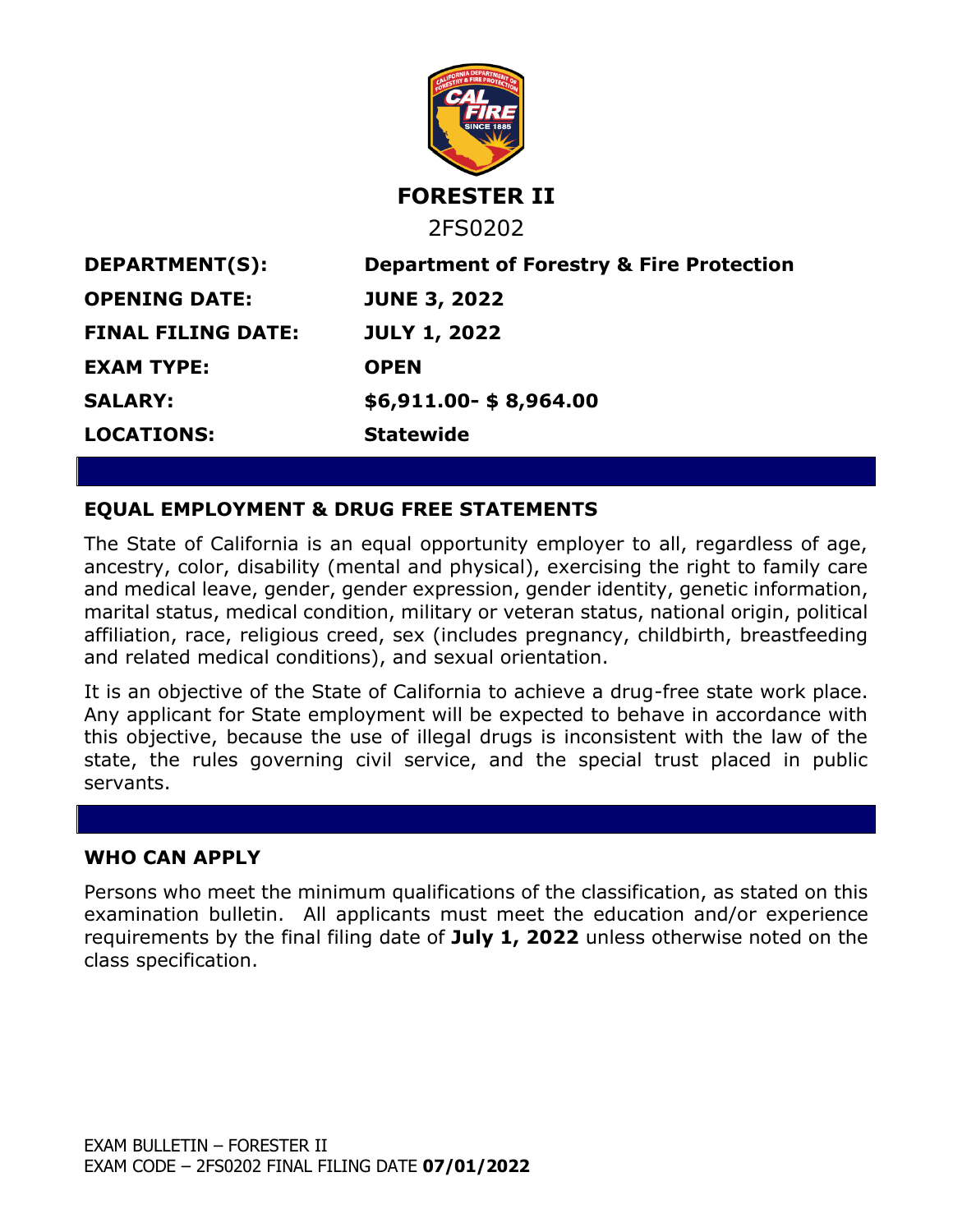# FORESTER II

2FS0202

| | |
|---|---|
| **DEPARTMENT(S):** | **Department of Forestry & Fire Protection** |
| **OPENING DATE:** | **JUNE 3, 2022** |
| **FINAL FILING DATE:** | **JULY 1, 2022** |
| **EXAM TYPE:** | **OPEN** |
| **SALARY:** | **$6,911.00- $ 8,964.00** |
| **LOCATIONS:** | **Statewide** |

## EQUAL EMPLOYMENT & DRUG FREE STATEMENTS

The State of California is an equal opportunity employer to all, regardless of age, ancestry, color, disability (mental and physical), exercising the right to family care and medical leave, gender, gender expression, gender identity, genetic information, marital status, medical condition, military or veteran status, national origin, political affiliation, race, religious creed, sex (includes pregnancy, childbirth, breastfeeding and related medical conditions), and sexual orientation.

It is an objective of the State of California to achieve a drug-free state work place. Any applicant for State employment will be expected to behave in accordance with this objective, because the use of illegal drugs is inconsistent with the law of the state, the rules governing civil service, and the special trust placed in public servants.

## WHO CAN APPLY

Persons who meet the minimum qualifications of the classification, as stated on this examination bulletin. All applicants must meet the education and/or experience requirements by the final filing date of **July 1, 2022** unless otherwise noted on the class specification.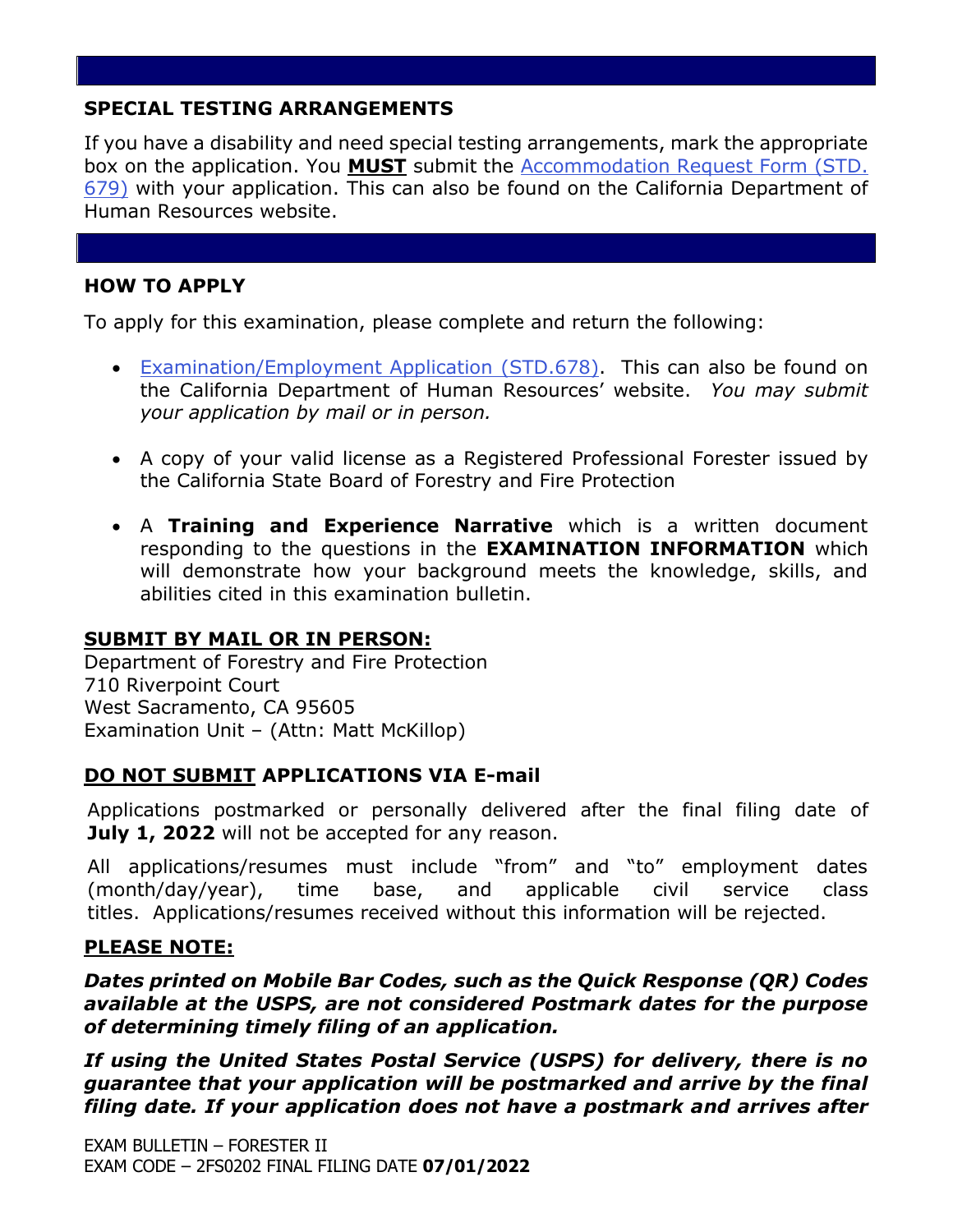## SPECIAL TESTING ARRANGEMENTS

If you have a disability and need special testing arrangements, mark the appropriate box on the application. You **MUST** submit the Accommodation Request Form (STD. 679) with your application. This can also be found on the California Department of Human Resources website.

## HOW TO APPLY

To apply for this examination, please complete and return the following:

- Examination/Employment Application (STD.678). This can also be found on the California Department of Human Resources' website. *You may submit your application by mail or in person.*
- A copy of your valid license as a Registered Professional Forester issued by the California State Board of Forestry and Fire Protection
- A **Training and Experience Narrative** which is a written document responding to the questions in the **EXAMINATION INFORMATION** which will demonstrate how your background meets the knowledge, skills, and abilities cited in this examination bulletin.

**SUBMIT BY MAIL OR IN PERSON:**

Department of Forestry and Fire Protection
710 Riverpoint Court
West Sacramento, CA 95605
Examination Unit – (Attn: Matt McKillop)

**DO NOT SUBMIT APPLICATIONS VIA E-mail**

Applications postmarked or personally delivered after the final filing date of **July 1, 2022** will not be accepted for any reason.

All applications/resumes must include "from" and "to" employment dates (month/day/year), time base, and applicable civil service class titles. Applications/resumes received without this information will be rejected.

**PLEASE NOTE:**

***Dates printed on Mobile Bar Codes, such as the Quick Response (QR) Codes available at the USPS, are not considered Postmark dates for the purpose of determining timely filing of an application.***

***If using the United States Postal Service (USPS) for delivery, there is no guarantee that your application will be postmarked and arrive by the final filing date. If your application does not have a postmark and arrives after***

EXAM BULLETIN – FORESTER II
EXAM CODE – 2FS0202 FINAL FILING DATE **07/01/2022**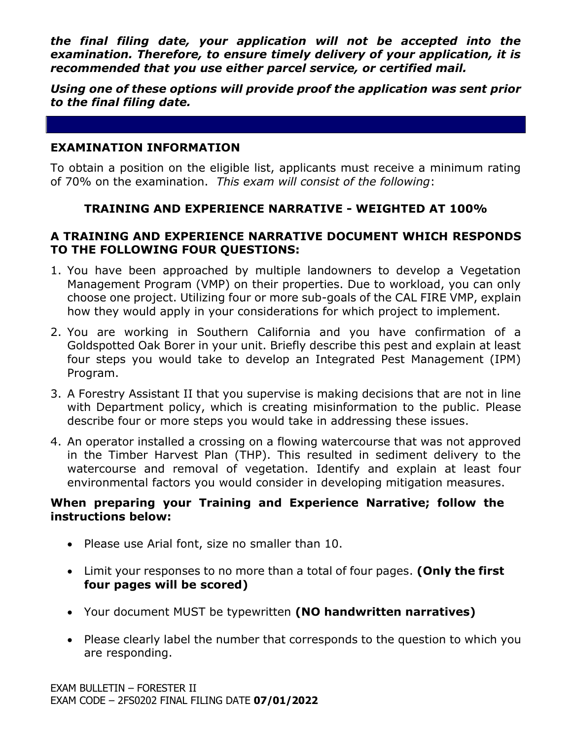***the final filing date, your application will not be accepted into the examination. Therefore, to ensure timely delivery of your application, it is recommended that you use either parcel service, or certified mail.***

***Using one of these options will provide proof the application was sent prior to the final filing date.***

---

## EXAMINATION INFORMATION

To obtain a position on the eligible list, applicants must receive a minimum rating of 70% on the examination. *This exam will consist of the following*:

**TRAINING AND EXPERIENCE NARRATIVE - WEIGHTED AT 100%**

**A TRAINING AND EXPERIENCE NARRATIVE DOCUMENT WHICH RESPONDS TO THE FOLLOWING FOUR QUESTIONS:**

1. You have been approached by multiple landowners to develop a Vegetation Management Program (VMP) on their properties. Due to workload, you can only choose one project. Utilizing four or more sub-goals of the CAL FIRE VMP, explain how they would apply in your considerations for which project to implement.
2. You are working in Southern California and you have confirmation of a Goldspotted Oak Borer in your unit. Briefly describe this pest and explain at least four steps you would take to develop an Integrated Pest Management (IPM) Program.
3. A Forestry Assistant II that you supervise is making decisions that are not in line with Department policy, which is creating misinformation to the public. Please describe four or more steps you would take in addressing these issues.
4. An operator installed a crossing on a flowing watercourse that was not approved in the Timber Harvest Plan (THP). This resulted in sediment delivery to the watercourse and removal of vegetation. Identify and explain at least four environmental factors you would consider in developing mitigation measures.

**When preparing your Training and Experience Narrative; follow the instructions below:**

- Please use Arial font, size no smaller than 10.
- Limit your responses to no more than a total of four pages. **(Only the first four pages will be scored)**
- Your document MUST be typewritten **(NO handwritten narratives)**
- Please clearly label the number that corresponds to the question to which you are responding.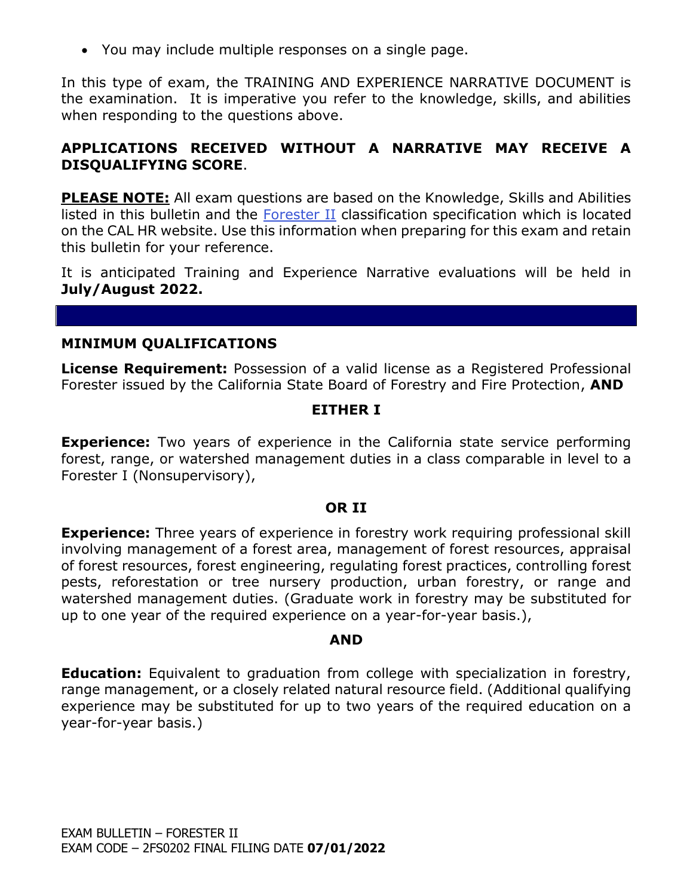- You may include multiple responses on a single page.

In this type of exam, the TRAINING AND EXPERIENCE NARRATIVE DOCUMENT is the examination. It is imperative you refer to the knowledge, skills, and abilities when responding to the questions above.

**APPLICATIONS RECEIVED WITHOUT A NARRATIVE MAY RECEIVE A DISQUALIFYING SCORE**.

**PLEASE NOTE:** All exam questions are based on the Knowledge, Skills and Abilities listed in this bulletin and the Forester II classification specification which is located on the CAL HR website. Use this information when preparing for this exam and retain this bulletin for your reference.

It is anticipated Training and Experience Narrative evaluations will be held in **July/August 2022.**

## MINIMUM QUALIFICATIONS

**License Requirement:** Possession of a valid license as a Registered Professional Forester issued by the California State Board of Forestry and Fire Protection, **AND**

**EITHER I**

**Experience:** Two years of experience in the California state service performing forest, range, or watershed management duties in a class comparable in level to a Forester I (Nonsupervisory),

**OR II**

**Experience:** Three years of experience in forestry work requiring professional skill involving management of a forest area, management of forest resources, appraisal of forest resources, forest engineering, regulating forest practices, controlling forest pests, reforestation or tree nursery production, urban forestry, or range and watershed management duties. (Graduate work in forestry may be substituted for up to one year of the required experience on a year-for-year basis.),

**AND**

**Education:** Equivalent to graduation from college with specialization in forestry, range management, or a closely related natural resource field. (Additional qualifying experience may be substituted for up to two years of the required education on a year-for-year basis.)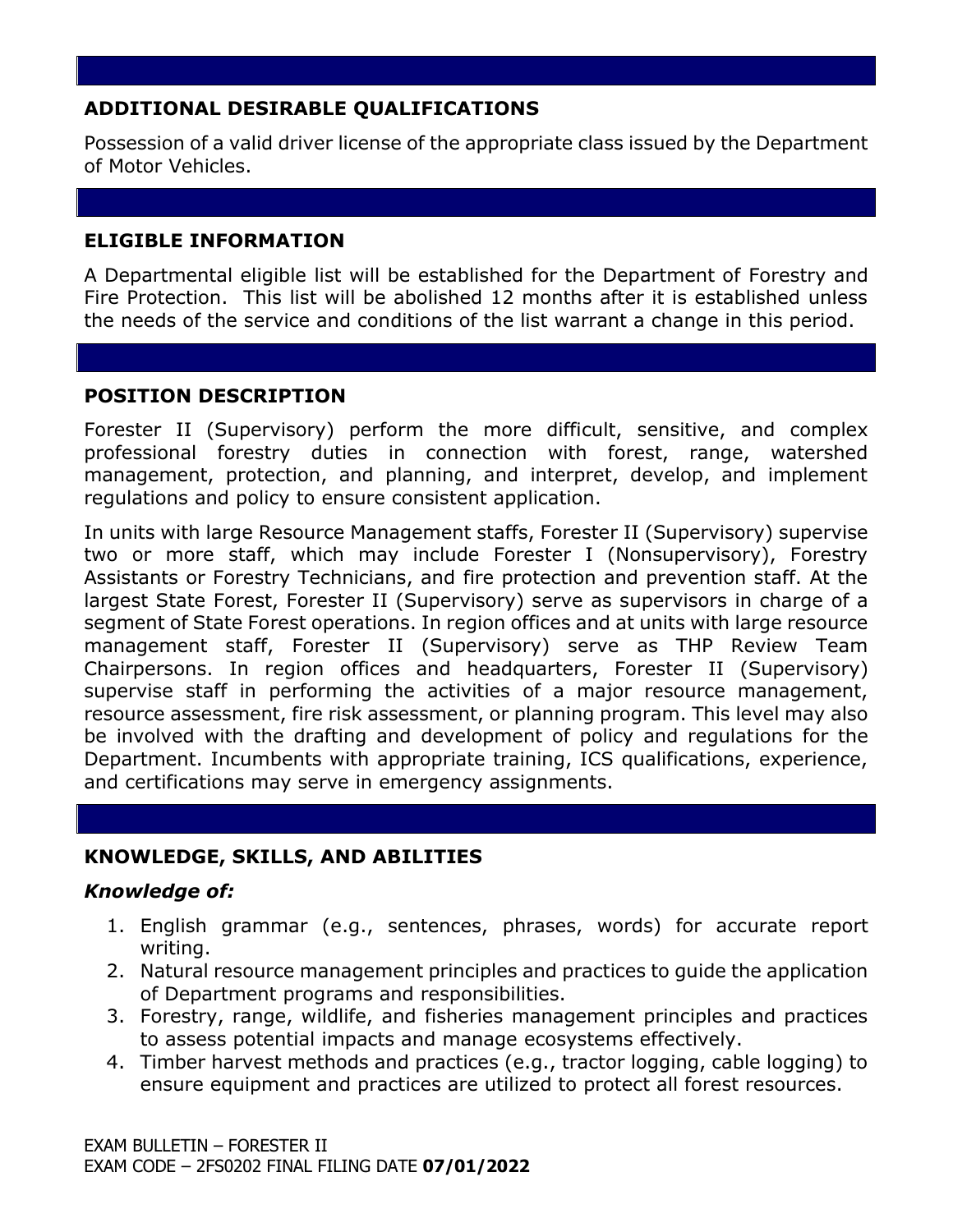## ADDITIONAL DESIRABLE QUALIFICATIONS

Possession of a valid driver license of the appropriate class issued by the Department of Motor Vehicles.

## ELIGIBLE INFORMATION

A Departmental eligible list will be established for the Department of Forestry and Fire Protection. This list will be abolished 12 months after it is established unless the needs of the service and conditions of the list warrant a change in this period.

## POSITION DESCRIPTION

Forester II (Supervisory) perform the more difficult, sensitive, and complex professional forestry duties in connection with forest, range, watershed management, protection, and planning, and interpret, develop, and implement regulations and policy to ensure consistent application.

In units with large Resource Management staffs, Forester II (Supervisory) supervise two or more staff, which may include Forester I (Nonsupervisory), Forestry Assistants or Forestry Technicians, and fire protection and prevention staff. At the largest State Forest, Forester II (Supervisory) serve as supervisors in charge of a segment of State Forest operations. In region offices and at units with large resource management staff, Forester II (Supervisory) serve as THP Review Team Chairpersons. In region offices and headquarters, Forester II (Supervisory) supervise staff in performing the activities of a major resource management, resource assessment, fire risk assessment, or planning program. This level may also be involved with the drafting and development of policy and regulations for the Department. Incumbents with appropriate training, ICS qualifications, experience, and certifications may serve in emergency assignments.

## KNOWLEDGE, SKILLS, AND ABILITIES

***Knowledge of:***

1. English grammar (e.g., sentences, phrases, words) for accurate report writing.
2. Natural resource management principles and practices to guide the application of Department programs and responsibilities.
3. Forestry, range, wildlife, and fisheries management principles and practices to assess potential impacts and manage ecosystems effectively.
4. Timber harvest methods and practices (e.g., tractor logging, cable logging) to ensure equipment and practices are utilized to protect all forest resources.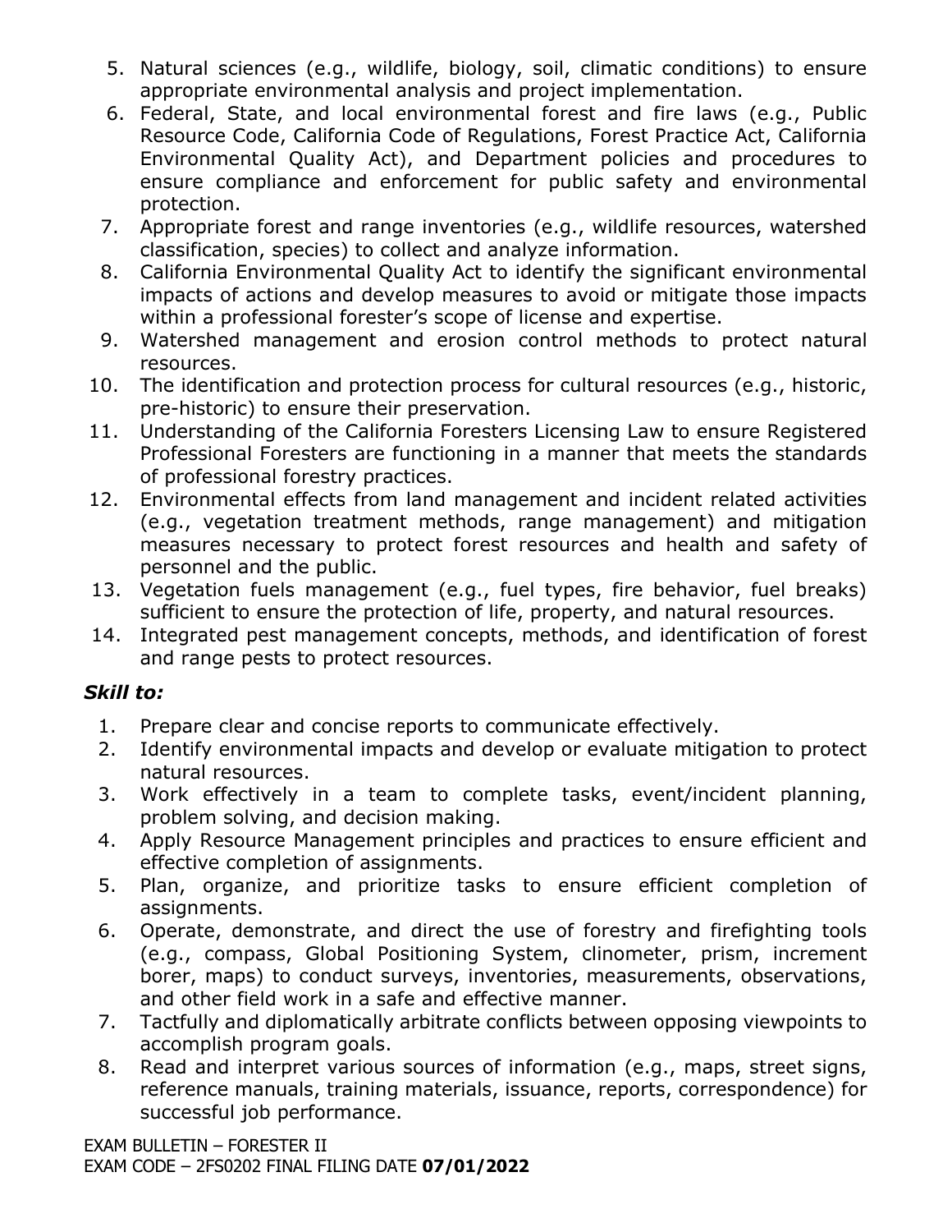5. Natural sciences (e.g., wildlife, biology, soil, climatic conditions) to ensure appropriate environmental analysis and project implementation.
6. Federal, State, and local environmental forest and fire laws (e.g., Public Resource Code, California Code of Regulations, Forest Practice Act, California Environmental Quality Act), and Department policies and procedures to ensure compliance and enforcement for public safety and environmental protection.
7. Appropriate forest and range inventories (e.g., wildlife resources, watershed classification, species) to collect and analyze information.
8. California Environmental Quality Act to identify the significant environmental impacts of actions and develop measures to avoid or mitigate those impacts within a professional forester's scope of license and expertise.
9. Watershed management and erosion control methods to protect natural resources.
10. The identification and protection process for cultural resources (e.g., historic, pre-historic) to ensure their preservation.
11. Understanding of the California Foresters Licensing Law to ensure Registered Professional Foresters are functioning in a manner that meets the standards of professional forestry practices.
12. Environmental effects from land management and incident related activities (e.g., vegetation treatment methods, range management) and mitigation measures necessary to protect forest resources and health and safety of personnel and the public.
13. Vegetation fuels management (e.g., fuel types, fire behavior, fuel breaks) sufficient to ensure the protection of life, property, and natural resources.
14. Integrated pest management concepts, methods, and identification of forest and range pests to protect resources.

### *Skill to:*

1. Prepare clear and concise reports to communicate effectively.
2. Identify environmental impacts and develop or evaluate mitigation to protect natural resources.
3. Work effectively in a team to complete tasks, event/incident planning, problem solving, and decision making.
4. Apply Resource Management principles and practices to ensure efficient and effective completion of assignments.
5. Plan, organize, and prioritize tasks to ensure efficient completion of assignments.
6. Operate, demonstrate, and direct the use of forestry and firefighting tools (e.g., compass, Global Positioning System, clinometer, prism, increment borer, maps) to conduct surveys, inventories, measurements, observations, and other field work in a safe and effective manner.
7. Tactfully and diplomatically arbitrate conflicts between opposing viewpoints to accomplish program goals.
8. Read and interpret various sources of information (e.g., maps, street signs, reference manuals, training materials, issuance, reports, correspondence) for successful job performance.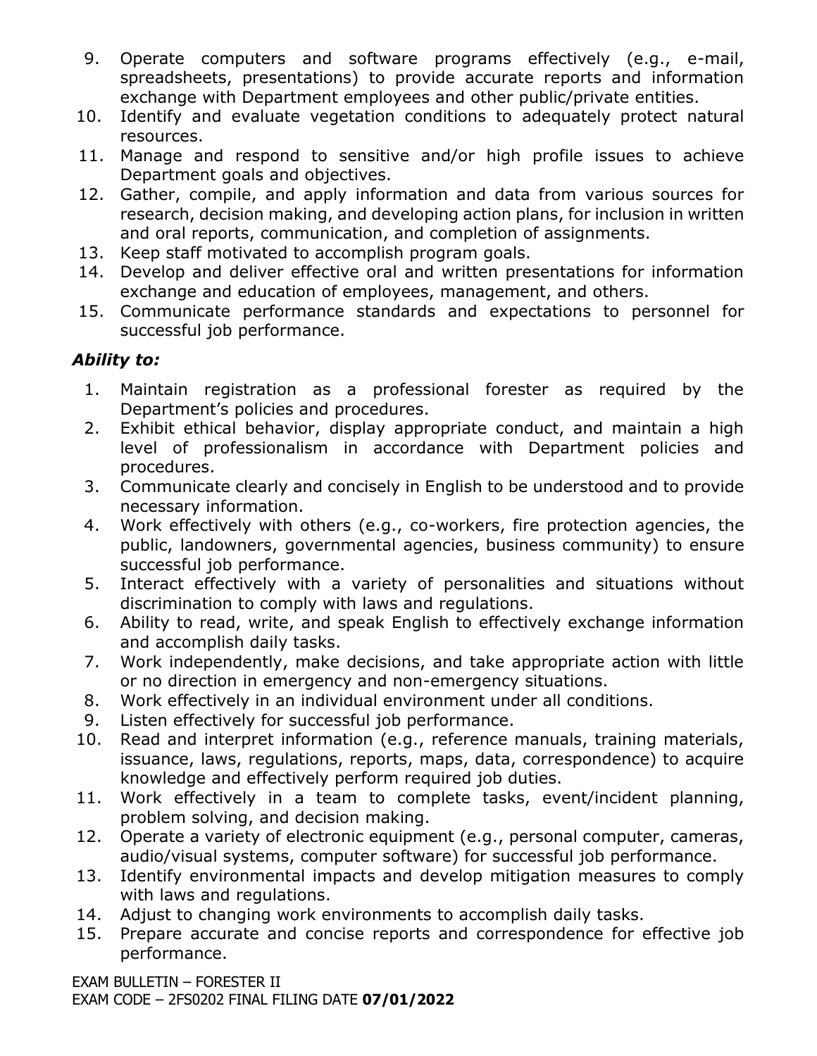9. Operate computers and software programs effectively (e.g., e-mail, spreadsheets, presentations) to provide accurate reports and information exchange with Department employees and other public/private entities.
10. Identify and evaluate vegetation conditions to adequately protect natural resources.
11. Manage and respond to sensitive and/or high profile issues to achieve Department goals and objectives.
12. Gather, compile, and apply information and data from various sources for research, decision making, and developing action plans, for inclusion in written and oral reports, communication, and completion of assignments.
13. Keep staff motivated to accomplish program goals.
14. Develop and deliver effective oral and written presentations for information exchange and education of employees, management, and others.
15. Communicate performance standards and expectations to personnel for successful job performance.

***Ability to:***

1. Maintain registration as a professional forester as required by the Department's policies and procedures.
2. Exhibit ethical behavior, display appropriate conduct, and maintain a high level of professionalism in accordance with Department policies and procedures.
3. Communicate clearly and concisely in English to be understood and to provide necessary information.
4. Work effectively with others (e.g., co-workers, fire protection agencies, the public, landowners, governmental agencies, business community) to ensure successful job performance.
5. Interact effectively with a variety of personalities and situations without discrimination to comply with laws and regulations.
6. Ability to read, write, and speak English to effectively exchange information and accomplish daily tasks.
7. Work independently, make decisions, and take appropriate action with little or no direction in emergency and non-emergency situations.
8. Work effectively in an individual environment under all conditions.
9. Listen effectively for successful job performance.
10. Read and interpret information (e.g., reference manuals, training materials, issuance, laws, regulations, reports, maps, data, correspondence) to acquire knowledge and effectively perform required job duties.
11. Work effectively in a team to complete tasks, event/incident planning, problem solving, and decision making.
12. Operate a variety of electronic equipment (e.g., personal computer, cameras, audio/visual systems, computer software) for successful job performance.
13. Identify environmental impacts and develop mitigation measures to comply with laws and regulations.
14. Adjust to changing work environments to accomplish daily tasks.
15. Prepare accurate and concise reports and correspondence for effective job performance.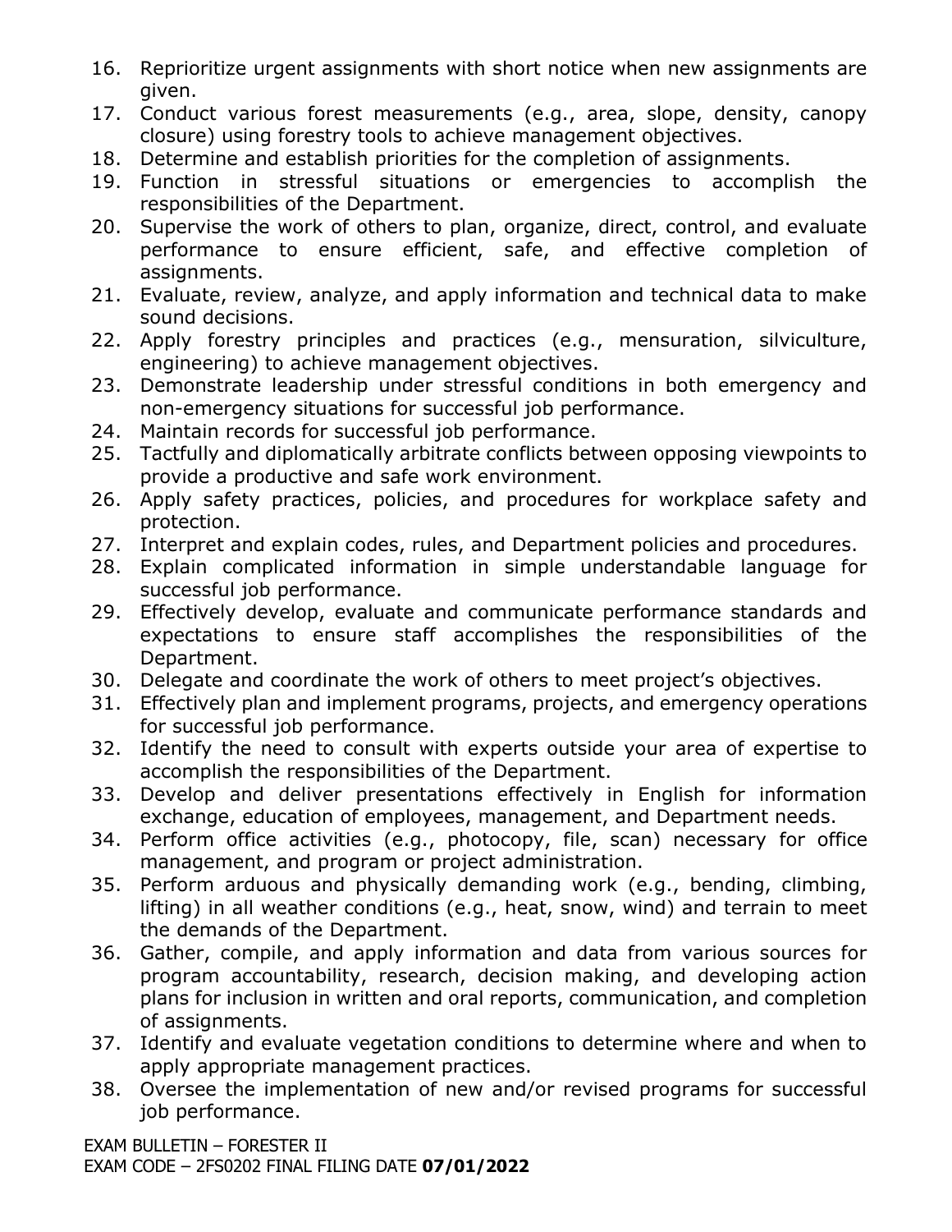16. Reprioritize urgent assignments with short notice when new assignments are given.
17. Conduct various forest measurements (e.g., area, slope, density, canopy closure) using forestry tools to achieve management objectives.
18. Determine and establish priorities for the completion of assignments.
19. Function in stressful situations or emergencies to accomplish the responsibilities of the Department.
20. Supervise the work of others to plan, organize, direct, control, and evaluate performance to ensure efficient, safe, and effective completion of assignments.
21. Evaluate, review, analyze, and apply information and technical data to make sound decisions.
22. Apply forestry principles and practices (e.g., mensuration, silviculture, engineering) to achieve management objectives.
23. Demonstrate leadership under stressful conditions in both emergency and non-emergency situations for successful job performance.
24. Maintain records for successful job performance.
25. Tactfully and diplomatically arbitrate conflicts between opposing viewpoints to provide a productive and safe work environment.
26. Apply safety practices, policies, and procedures for workplace safety and protection.
27. Interpret and explain codes, rules, and Department policies and procedures.
28. Explain complicated information in simple understandable language for successful job performance.
29. Effectively develop, evaluate and communicate performance standards and expectations to ensure staff accomplishes the responsibilities of the Department.
30. Delegate and coordinate the work of others to meet project's objectives.
31. Effectively plan and implement programs, projects, and emergency operations for successful job performance.
32. Identify the need to consult with experts outside your area of expertise to accomplish the responsibilities of the Department.
33. Develop and deliver presentations effectively in English for information exchange, education of employees, management, and Department needs.
34. Perform office activities (e.g., photocopy, file, scan) necessary for office management, and program or project administration.
35. Perform arduous and physically demanding work (e.g., bending, climbing, lifting) in all weather conditions (e.g., heat, snow, wind) and terrain to meet the demands of the Department.
36. Gather, compile, and apply information and data from various sources for program accountability, research, decision making, and developing action plans for inclusion in written and oral reports, communication, and completion of assignments.
37. Identify and evaluate vegetation conditions to determine where and when to apply appropriate management practices.
38. Oversee the implementation of new and/or revised programs for successful job performance.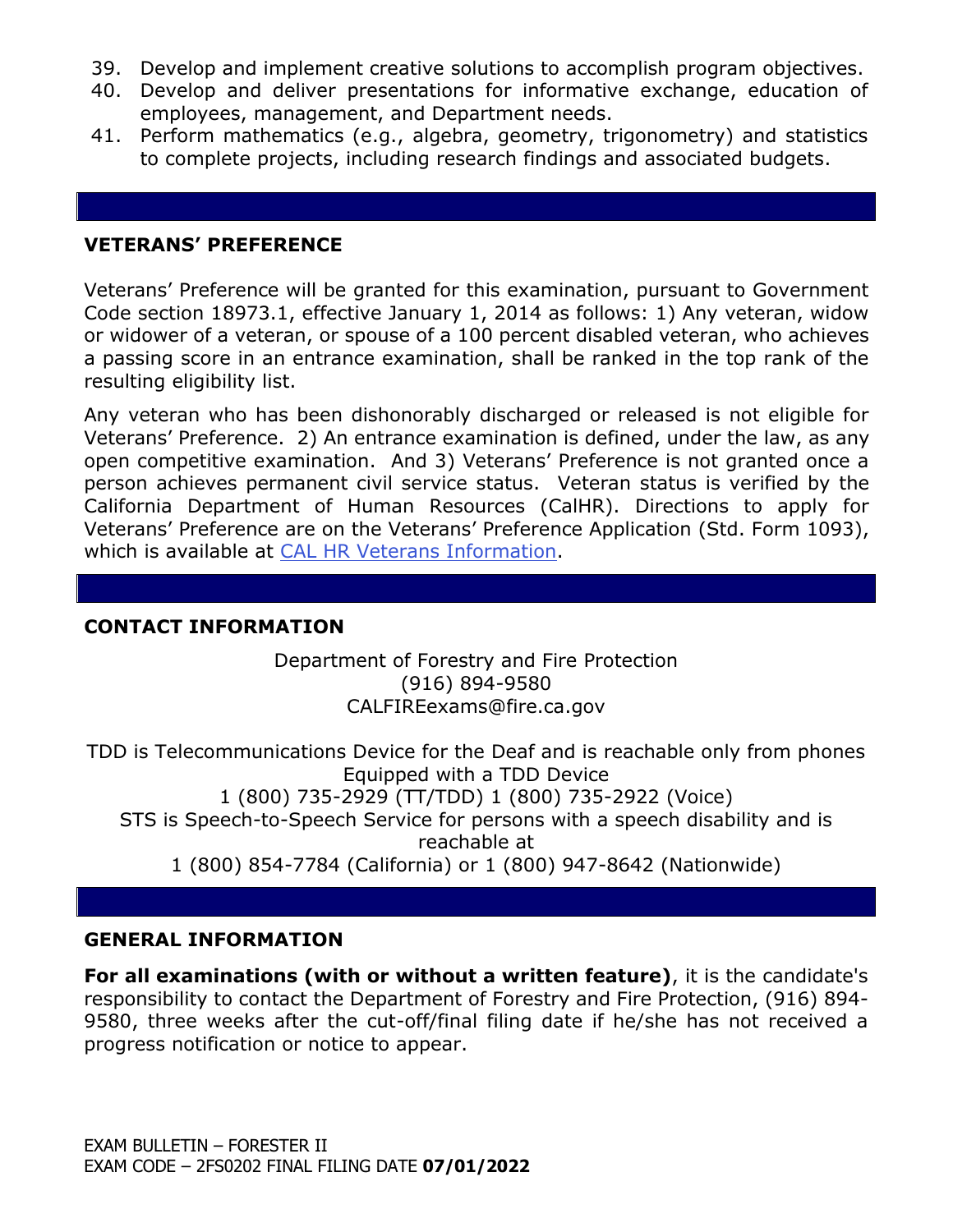39. Develop and implement creative solutions to accomplish program objectives.
40. Develop and deliver presentations for informative exchange, education of employees, management, and Department needs.
41. Perform mathematics (e.g., algebra, geometry, trigonometry) and statistics to complete projects, including research findings and associated budgets.

## VETERANS' PREFERENCE

Veterans' Preference will be granted for this examination, pursuant to Government Code section 18973.1, effective January 1, 2014 as follows: 1) Any veteran, widow or widower of a veteran, or spouse of a 100 percent disabled veteran, who achieves a passing score in an entrance examination, shall be ranked in the top rank of the resulting eligibility list.

Any veteran who has been dishonorably discharged or released is not eligible for Veterans' Preference. 2) An entrance examination is defined, under the law, as any open competitive examination. And 3) Veterans' Preference is not granted once a person achieves permanent civil service status. Veteran status is verified by the California Department of Human Resources (CalHR). Directions to apply for Veterans' Preference are on the Veterans' Preference Application (Std. Form 1093), which is available at CAL HR Veterans Information.

## CONTACT INFORMATION

Department of Forestry and Fire Protection
(916) 894-9580
CALFIREexams@fire.ca.gov

TDD is Telecommunications Device for the Deaf and is reachable only from phones Equipped with a TDD Device
1 (800) 735-2929 (TT/TDD) 1 (800) 735-2922 (Voice)
STS is Speech-to-Speech Service for persons with a speech disability and is reachable at
1 (800) 854-7784 (California) or 1 (800) 947-8642 (Nationwide)

## GENERAL INFORMATION

**For all examinations (with or without a written feature)**, it is the candidate's responsibility to contact the Department of Forestry and Fire Protection, (916) 894-9580, three weeks after the cut-off/final filing date if he/she has not received a progress notification or notice to appear.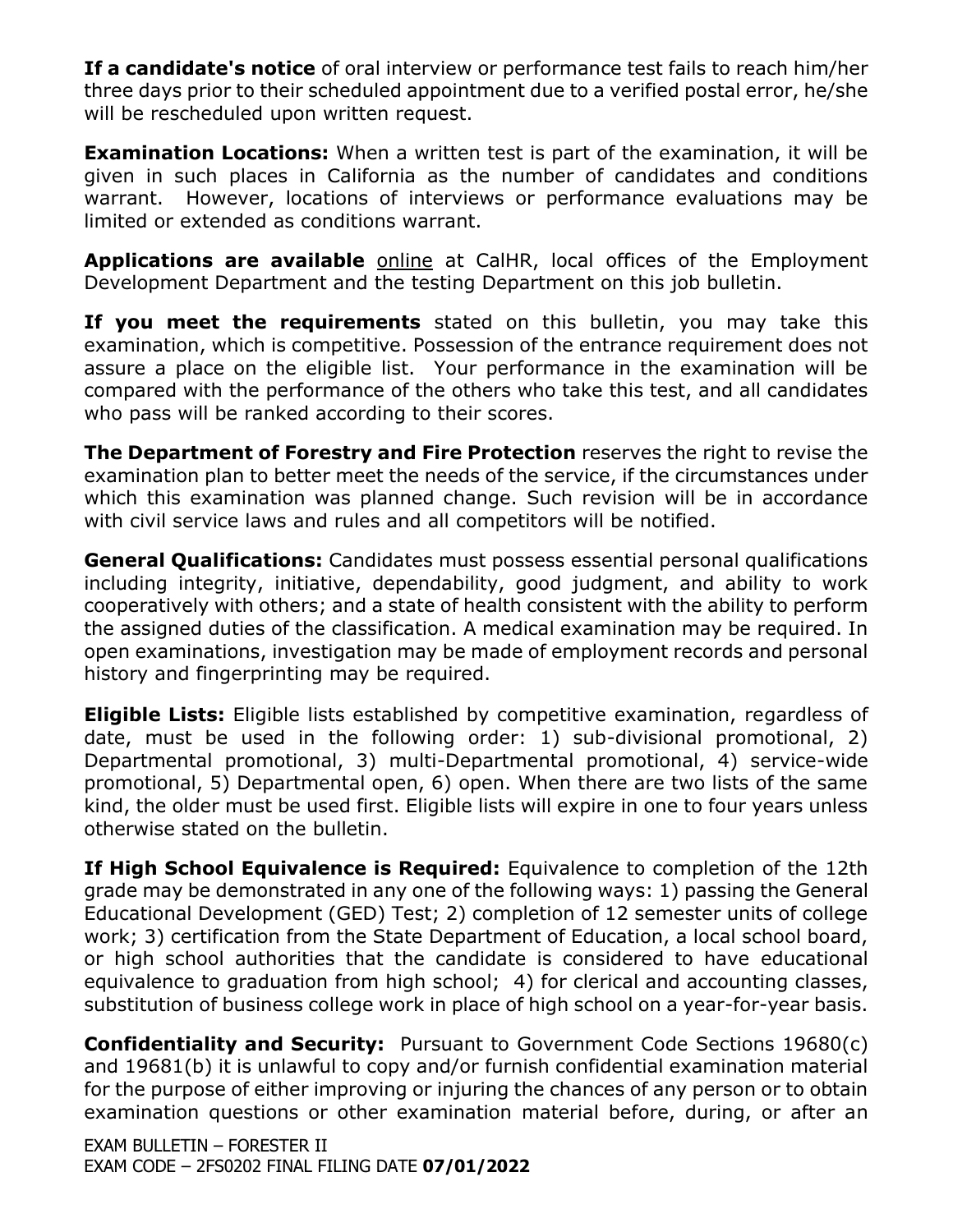**If a candidate's notice** of oral interview or performance test fails to reach him/her three days prior to their scheduled appointment due to a verified postal error, he/she will be rescheduled upon written request.

**Examination Locations:** When a written test is part of the examination, it will be given in such places in California as the number of candidates and conditions warrant. However, locations of interviews or performance evaluations may be limited or extended as conditions warrant.

**Applications are available** online at CalHR, local offices of the Employment Development Department and the testing Department on this job bulletin.

**If you meet the requirements** stated on this bulletin, you may take this examination, which is competitive. Possession of the entrance requirement does not assure a place on the eligible list. Your performance in the examination will be compared with the performance of the others who take this test, and all candidates who pass will be ranked according to their scores.

**The Department of Forestry and Fire Protection** reserves the right to revise the examination plan to better meet the needs of the service, if the circumstances under which this examination was planned change. Such revision will be in accordance with civil service laws and rules and all competitors will be notified.

**General Qualifications:** Candidates must possess essential personal qualifications including integrity, initiative, dependability, good judgment, and ability to work cooperatively with others; and a state of health consistent with the ability to perform the assigned duties of the classification. A medical examination may be required. In open examinations, investigation may be made of employment records and personal history and fingerprinting may be required.

**Eligible Lists:** Eligible lists established by competitive examination, regardless of date, must be used in the following order: 1) sub-divisional promotional, 2) Departmental promotional, 3) multi-Departmental promotional, 4) service-wide promotional, 5) Departmental open, 6) open. When there are two lists of the same kind, the older must be used first. Eligible lists will expire in one to four years unless otherwise stated on the bulletin.

**If High School Equivalence is Required:** Equivalence to completion of the 12th grade may be demonstrated in any one of the following ways: 1) passing the General Educational Development (GED) Test; 2) completion of 12 semester units of college work; 3) certification from the State Department of Education, a local school board, or high school authorities that the candidate is considered to have educational equivalence to graduation from high school; 4) for clerical and accounting classes, substitution of business college work in place of high school on a year-for-year basis.

**Confidentiality and Security:** Pursuant to Government Code Sections 19680(c) and 19681(b) it is unlawful to copy and/or furnish confidential examination material for the purpose of either improving or injuring the chances of any person or to obtain examination questions or other examination material before, during, or after an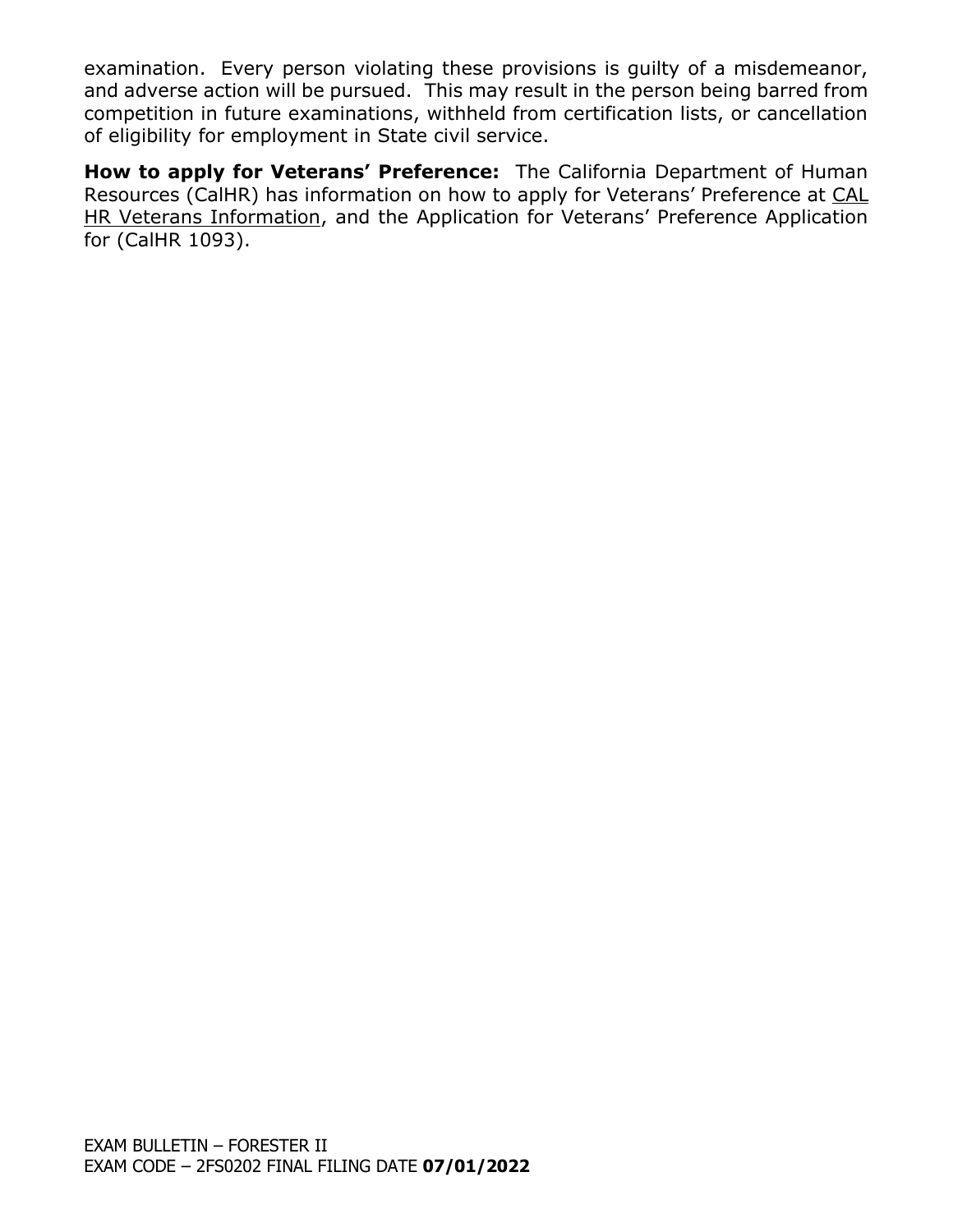examination. Every person violating these provisions is guilty of a misdemeanor, and adverse action will be pursued. This may result in the person being barred from competition in future examinations, withheld from certification lists, or cancellation of eligibility for employment in State civil service.

**How to apply for Veterans' Preference:** The California Department of Human Resources (CalHR) has information on how to apply for Veterans' Preference at CAL HR Veterans Information, and the Application for Veterans' Preference Application for (CalHR 1093).